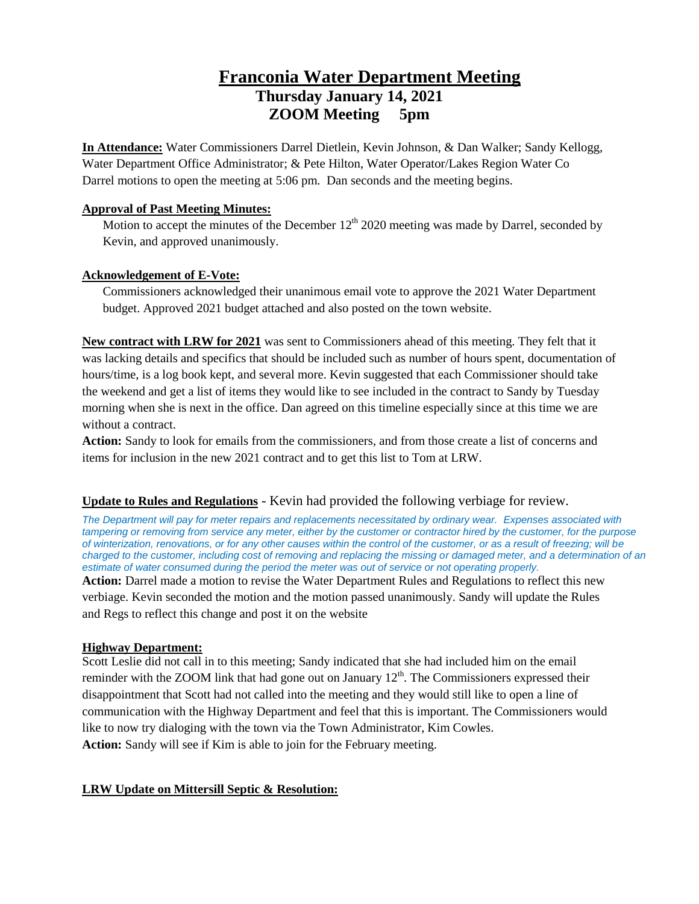# Franconia Water Department Meeting

## Thursday January 14, 2021
## ZOOM Meeting 5pm

**In Attendance:** Water Commissioners Darrel Dietlein, Kevin Johnson, & Dan Walker; Sandy Kellogg, Water Department Office Administrator; & Pete Hilton, Water Operator/Lakes Region Water Co
Darrel motions to open the meeting at 5:06 pm. Dan seconds and the meeting begins.

**Approval of Past Meeting Minutes:**

Motion to accept the minutes of the December 12th 2020 meeting was made by Darrel, seconded by Kevin, and approved unanimously.

**Acknowledgement of E-Vote:**

Commissioners acknowledged their unanimous email vote to approve the 2021 Water Department budget. Approved 2021 budget attached and also posted on the town website.

**New contract with LRW for 2021** was sent to Commissioners ahead of this meeting. They felt that it was lacking details and specifics that should be included such as number of hours spent, documentation of hours/time, is a log book kept, and several more. Kevin suggested that each Commissioner should take the weekend and get a list of items they would like to see included in the contract to Sandy by Tuesday morning when she is next in the office. Dan agreed on this timeline especially since at this time we are without a contract.

**Action:** Sandy to look for emails from the commissioners, and from those create a list of concerns and items for inclusion in the new 2021 contract and to get this list to Tom at LRW.

**Update to Rules and Regulations** - Kevin had provided the following verbiage for review.

*The Department will pay for meter repairs and replacements necessitated by ordinary wear. Expenses associated with tampering or removing from service any meter, either by the customer or contractor hired by the customer, for the purpose of winterization, renovations, or for any other causes within the control of the customer, or as a result of freezing; will be charged to the customer, including cost of removing and replacing the missing or damaged meter, and a determination of an estimate of water consumed during the period the meter was out of service or not operating properly.*

**Action:** Darrel made a motion to revise the Water Department Rules and Regulations to reflect this new verbiage. Kevin seconded the motion and the motion passed unanimously. Sandy will update the Rules and Regs to reflect this change and post it on the website

**Highway Department:**

Scott Leslie did not call in to this meeting; Sandy indicated that she had included him on the email reminder with the ZOOM link that had gone out on January 12th. The Commissioners expressed their disappointment that Scott had not called into the meeting and they would still like to open a line of communication with the Highway Department and feel that this is important. The Commissioners would like to now try dialoging with the town via the Town Administrator, Kim Cowles.

**Action:** Sandy will see if Kim is able to join for the February meeting.

**LRW Update on Mittersill Septic & Resolution:**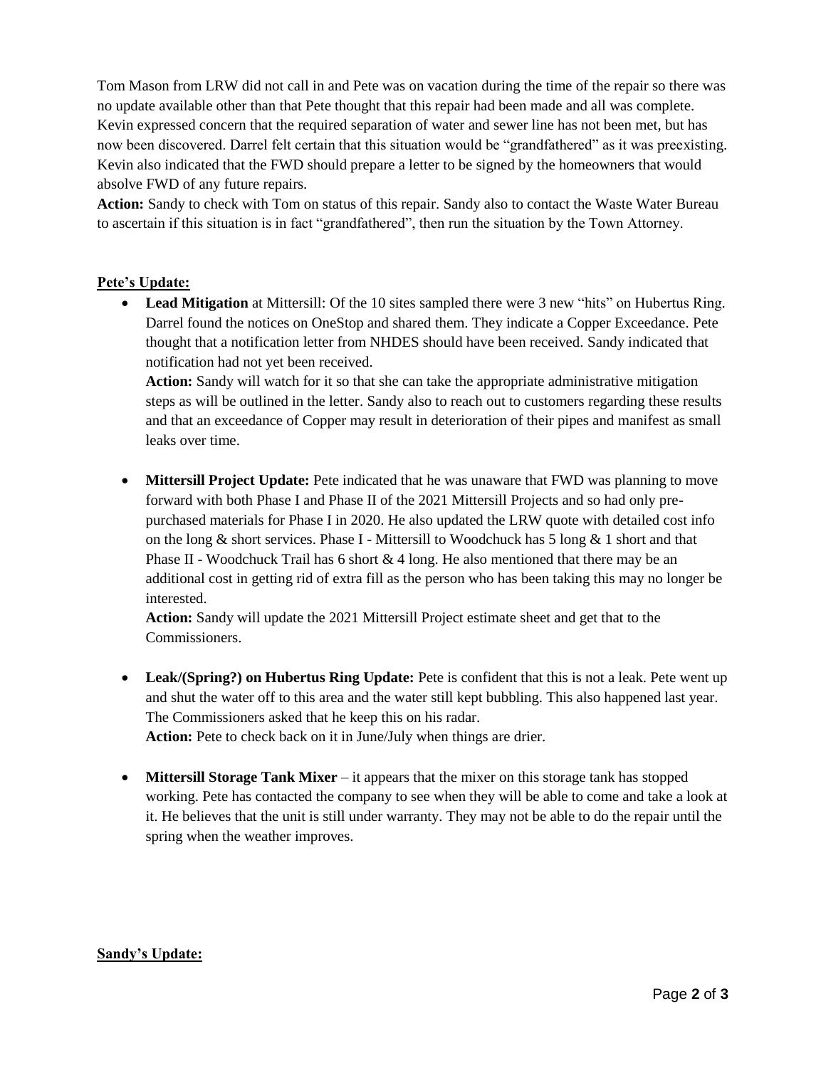Tom Mason from LRW did not call in and Pete was on vacation during the time of the repair so there was no update available other than that Pete thought that this repair had been made and all was complete. Kevin expressed concern that the required separation of water and sewer line has not been met, but has now been discovered. Darrel felt certain that this situation would be "grandfathered" as it was preexisting. Kevin also indicated that the FWD should prepare a letter to be signed by the homeowners that would absolve FWD of any future repairs.

**Action:** Sandy to check with Tom on status of this repair. Sandy also to contact the Waste Water Bureau to ascertain if this situation is in fact "grandfathered", then run the situation by the Town Attorney.

## Pete's Update:

- **Lead Mitigation** at Mittersill: Of the 10 sites sampled there were 3 new "hits" on Hubertus Ring. Darrel found the notices on OneStop and shared them. They indicate a Copper Exceedance. Pete thought that a notification letter from NHDES should have been received. Sandy indicated that notification had not yet been received.

  **Action:** Sandy will watch for it so that she can take the appropriate administrative mitigation steps as will be outlined in the letter. Sandy also to reach out to customers regarding these results and that an exceedance of Copper may result in deterioration of their pipes and manifest as small leaks over time.

- **Mittersill Project Update:** Pete indicated that he was unaware that FWD was planning to move forward with both Phase I and Phase II of the 2021 Mittersill Projects and so had only pre-purchased materials for Phase I in 2020. He also updated the LRW quote with detailed cost info on the long & short services. Phase I - Mittersill to Woodchuck has 5 long & 1 short and that Phase II - Woodchuck Trail has 6 short & 4 long. He also mentioned that there may be an additional cost in getting rid of extra fill as the person who has been taking this may no longer be interested.

  **Action:** Sandy will update the 2021 Mittersill Project estimate sheet and get that to the Commissioners.

- **Leak/(Spring?) on Hubertus Ring Update:** Pete is confident that this is not a leak. Pete went up and shut the water off to this area and the water still kept bubbling. This also happened last year. The Commissioners asked that he keep this on his radar.

  **Action:** Pete to check back on it in June/July when things are drier.

- **Mittersill Storage Tank Mixer** – it appears that the mixer on this storage tank has stopped working. Pete has contacted the company to see when they will be able to come and take a look at it. He believes that the unit is still under warranty. They may not be able to do the repair until the spring when the weather improves.

## Sandy's Update: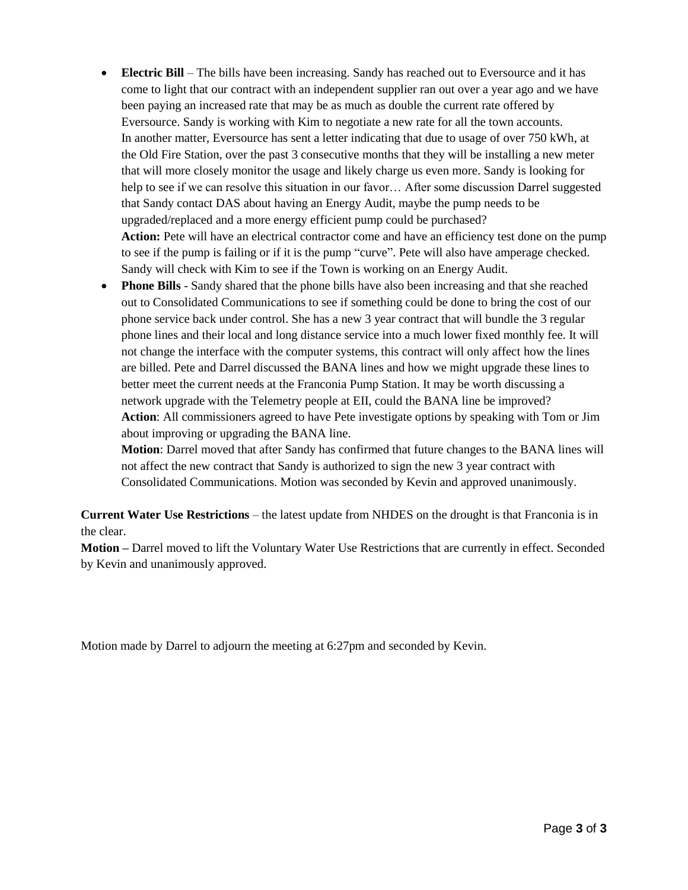- **Electric Bill** – The bills have been increasing. Sandy has reached out to Eversource and it has come to light that our contract with an independent supplier ran out over a year ago and we have been paying an increased rate that may be as much as double the current rate offered by Eversource. Sandy is working with Kim to negotiate a new rate for all the town accounts.
  In another matter, Eversource has sent a letter indicating that due to usage of over 750 kWh, at the Old Fire Station, over the past 3 consecutive months that they will be installing a new meter that will more closely monitor the usage and likely charge us even more. Sandy is looking for help to see if we can resolve this situation in our favor… After some discussion Darrel suggested that Sandy contact DAS about having an Energy Audit, maybe the pump needs to be upgraded/replaced and a more energy efficient pump could be purchased?
  **Action:** Pete will have an electrical contractor come and have an efficiency test done on the pump to see if the pump is failing or if it is the pump "curve". Pete will also have amperage checked. Sandy will check with Kim to see if the Town is working on an Energy Audit.
- **Phone Bills** - Sandy shared that the phone bills have also been increasing and that she reached out to Consolidated Communications to see if something could be done to bring the cost of our phone service back under control. She has a new 3 year contract that will bundle the 3 regular phone lines and their local and long distance service into a much lower fixed monthly fee. It will not change the interface with the computer systems, this contract will only affect how the lines are billed. Pete and Darrel discussed the BANA lines and how we might upgrade these lines to better meet the current needs at the Franconia Pump Station. It may be worth discussing a network upgrade with the Telemetry people at EII, could the BANA line be improved?
  **Action**: All commissioners agreed to have Pete investigate options by speaking with Tom or Jim about improving or upgrading the BANA line.
  **Motion**: Darrel moved that after Sandy has confirmed that future changes to the BANA lines will not affect the new contract that Sandy is authorized to sign the new 3 year contract with Consolidated Communications. Motion was seconded by Kevin and approved unanimously.

**Current Water Use Restrictions** – the latest update from NHDES on the drought is that Franconia is in the clear.
**Motion –** Darrel moved to lift the Voluntary Water Use Restrictions that are currently in effect. Seconded by Kevin and unanimously approved.

Motion made by Darrel to adjourn the meeting at 6:27pm and seconded by Kevin.